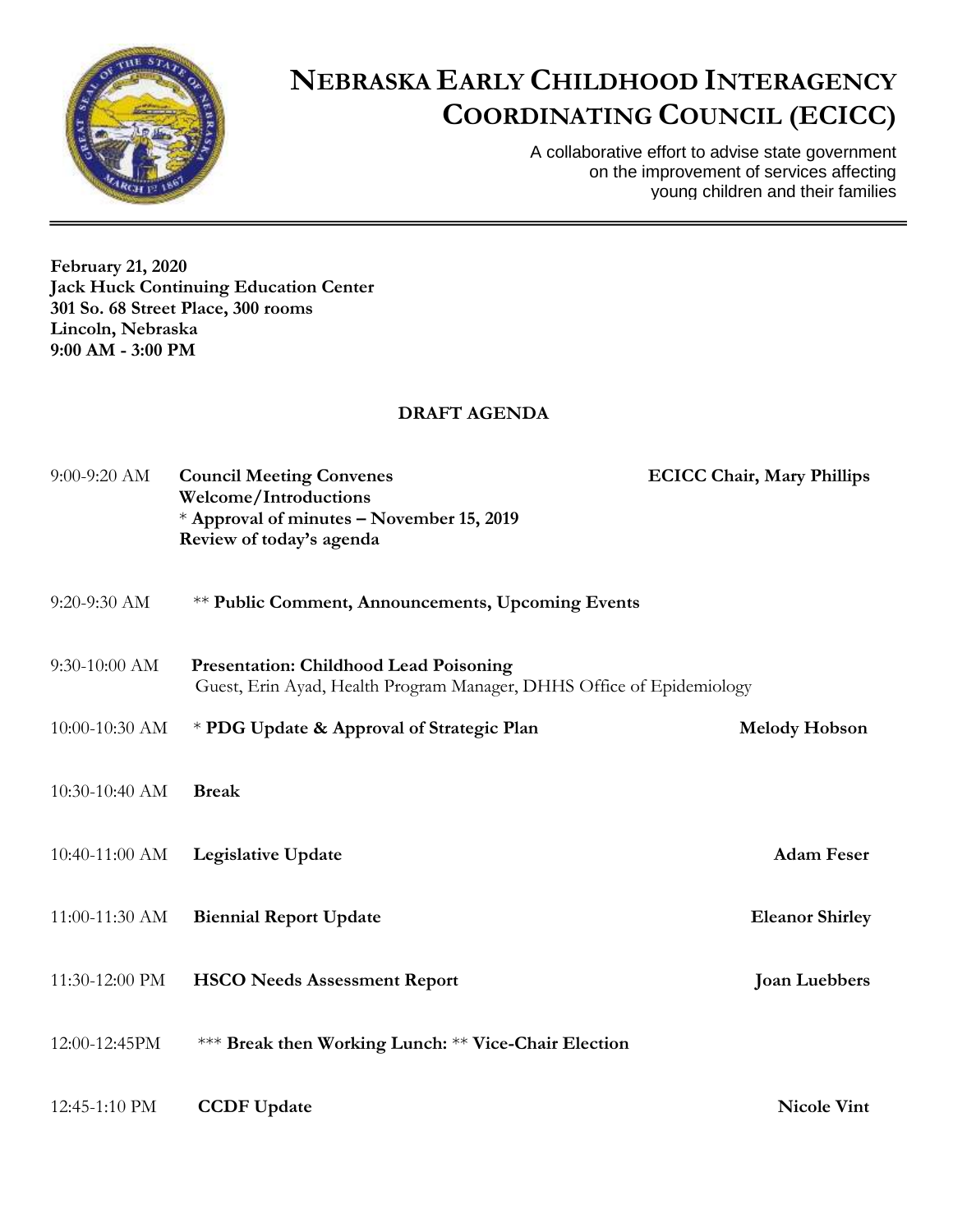# NEBRASKA EARLY CHILDHOOD INTERAGENCY COORDINATING COUNCIL (ECICC)

A collaborative effort to advise state government on the improvement of services affecting young children and their families

---

**February 21, 2020**
**Jack Huck Continuing Education Center**
**301 So. 68 Street Place, 300 rooms**
**Lincoln, Nebraska**
**9:00 AM - 3:00 PM**

## DRAFT AGENDA

| Time | Item | Presenter |
|---|---|---|
| 9:00-9:20 AM | **Council Meeting Convenes**<br>**Welcome/Introductions**<br>* **Approval of minutes – November 15, 2019**<br>**Review of today's agenda** | **ECICC Chair, Mary Phillips** |
| 9:20-9:30 AM | ** **Public Comment, Announcements, Upcoming Events** | |
| 9:30-10:00 AM | **Presentation: Childhood Lead Poisoning**<br>Guest, Erin Ayad, Health Program Manager, DHHS Office of Epidemiology | |
| 10:00-10:30 AM | * **PDG Update & Approval of Strategic Plan** | **Melody Hobson** |
| 10:30-10:40 AM | **Break** | |
| 10:40-11:00 AM | **Legislative Update** | **Adam Feser** |
| 11:00-11:30 AM | **Biennial Report Update** | **Eleanor Shirley** |
| 11:30-12:00 PM | **HSCO Needs Assessment Report** | **Joan Luebbers** |
| 12:00-12:45PM | *** **Break then Working Lunch:** ** **Vice-Chair Election** | |
| 12:45-1:10 PM | **CCDF Update** | **Nicole Vint** |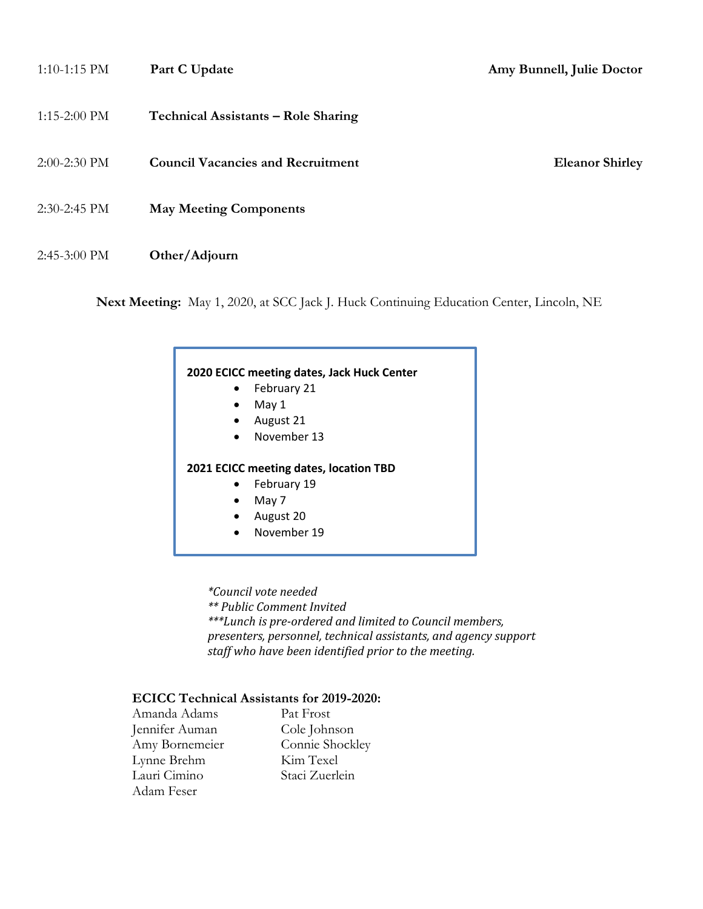| | | |
|---|---|---|
| 1:10-1:15 PM | **Part C Update** | **Amy Bunnell, Julie Doctor** |
| 1:15-2:00 PM | **Technical Assistants – Role Sharing** | |
| 2:00-2:30 PM | **Council Vacancies and Recruitment** | **Eleanor Shirley** |
| 2:30-2:45 PM | **May Meeting Components** | |
| 2:45-3:00 PM | **Other/Adjourn** | |

**Next Meeting:** May 1, 2020, at SCC Jack J. Huck Continuing Education Center, Lincoln, NE

**2020 ECICC meeting dates, Jack Huck Center**

- February 21
- May 1
- August 21
- November 13

**2021 ECICC meeting dates, location TBD**

- February 19
- May 7
- August 20
- November 19

*\*Council vote needed*
*\*\* Public Comment Invited*
*\*\*\*Lunch is pre-ordered and limited to Council members, presenters, personnel, technical assistants, and agency support staff who have been identified prior to the meeting.*

**ECICC Technical Assistants for 2019-2020:**

Amanda Adams
Jennifer Auman
Amy Bornemeier
Lynne Brehm
Lauri Cimino
Adam Feser
Pat Frost
Cole Johnson
Connie Shockley
Kim Texel
Staci Zuerlein